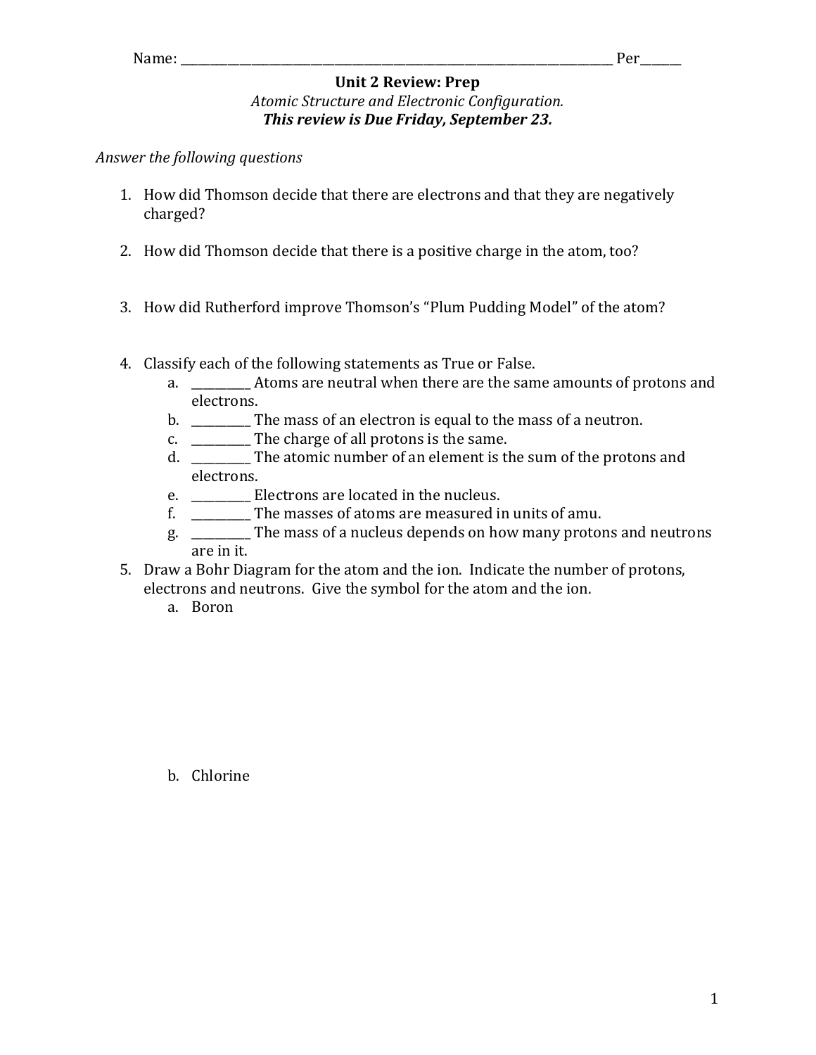Name: ______________________________________________________________________________ Per_______

## Unit 2 Review: Prep

*Atomic Structure and Electronic Configuration.*

***This review is Due Friday, September 23.***

*Answer the following questions*

1. How did Thomson decide that there are electrons and that they are negatively charged?

2. How did Thomson decide that there is a positive charge in the atom, too?

3. How did Rutherford improve Thomson's "Plum Pudding Model" of the atom?

4. Classify each of the following statements as True or False.
   a. __________ Atoms are neutral when there are the same amounts of protons and electrons.
   b. __________ The mass of an electron is equal to the mass of a neutron.
   c. __________ The charge of all protons is the same.
   d. __________ The atomic number of an element is the sum of the protons and electrons.
   e. __________ Electrons are located in the nucleus.
   f. __________ The masses of atoms are measured in units of amu.
   g. __________ The mass of a nucleus depends on how many protons and neutrons are in it.

5. Draw a Bohr Diagram for the atom and the ion. Indicate the number of protons, electrons and neutrons. Give the symbol for the atom and the ion.
   a. Boron

   b. Chlorine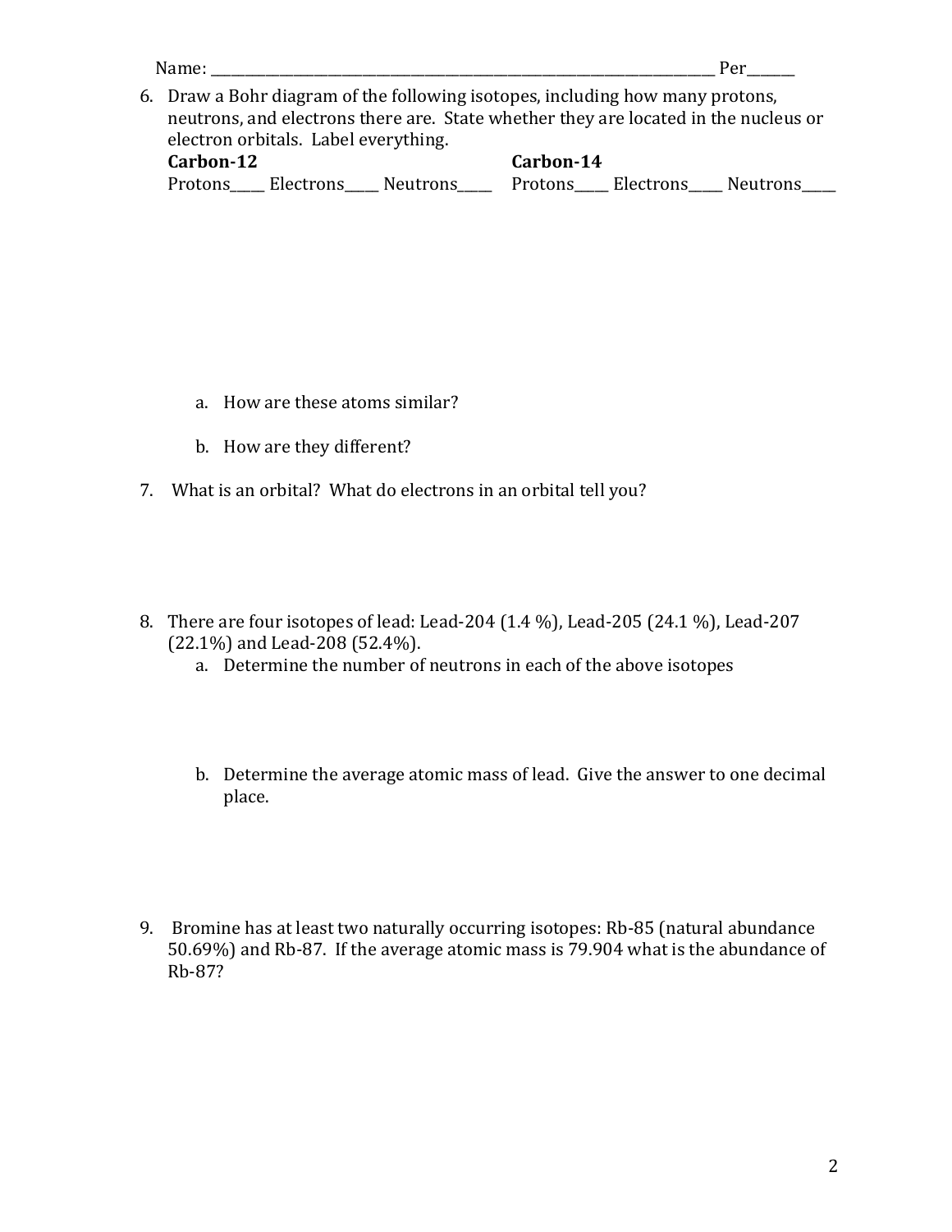Name: _______________________________________________________________________ Per______

6. Draw a Bohr diagram of the following isotopes, including how many protons, neutrons, and electrons there are. State whether they are located in the nucleus or electron orbitals. Label everything.

   **Carbon-12**
   Protons____ Electrons____ Neutrons____

   **Carbon-14**
   Protons____ Electrons____ Neutrons____

   a. How are these atoms similar?

   b. How are they different?

7. What is an orbital? What do electrons in an orbital tell you?

8. There are four isotopes of lead: Lead-204 (1.4 %), Lead-205 (24.1 %), Lead-207 (22.1%) and Lead-208 (52.4%).

   a. Determine the number of neutrons in each of the above isotopes

   b. Determine the average atomic mass of lead. Give the answer to one decimal place.

9. Bromine has at least two naturally occurring isotopes: Rb-85 (natural abundance 50.69%) and Rb-87. If the average atomic mass is 79.904 what is the abundance of Rb-87?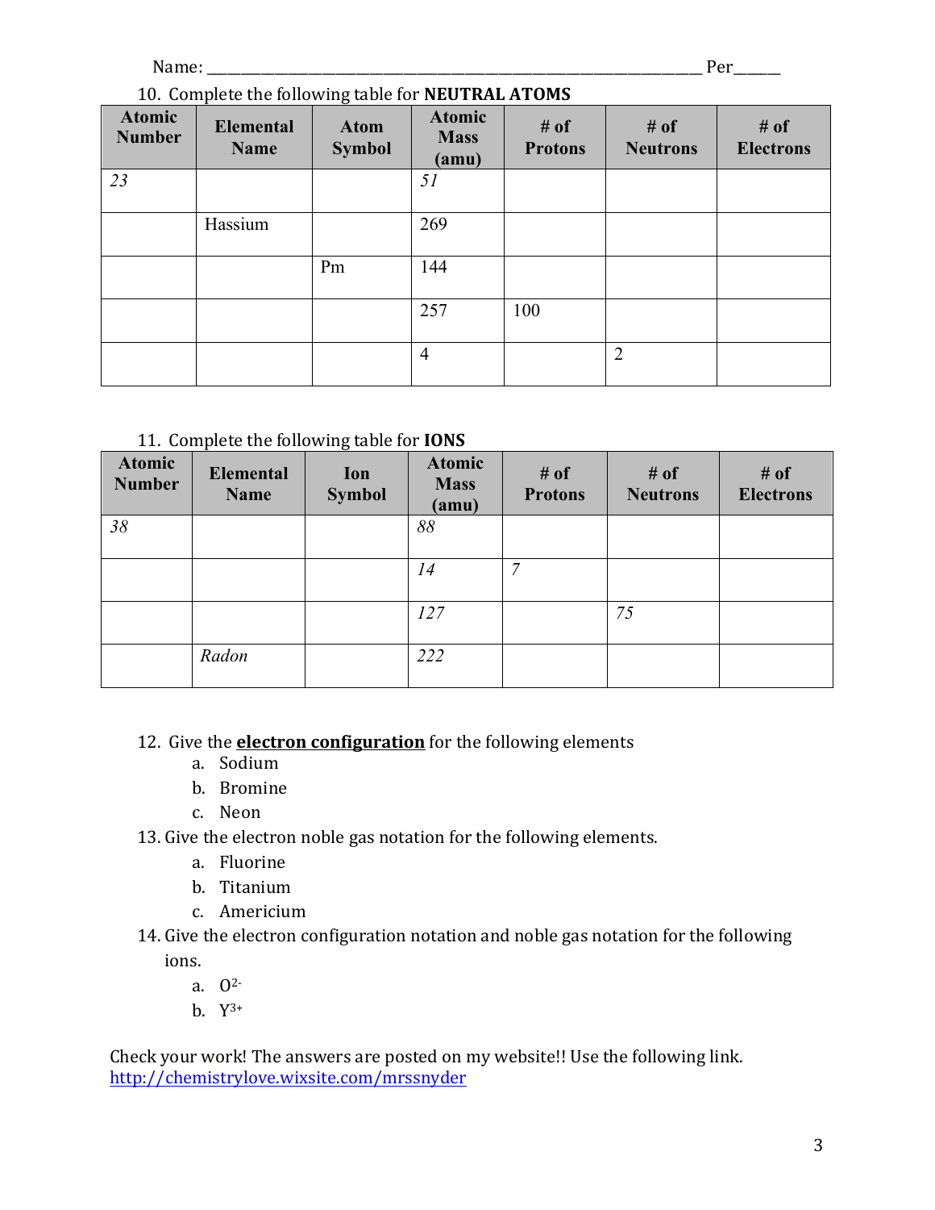Name: ________________________________________________________________ Per______

10. Complete the following table for **NEUTRAL ATOMS**

| Atomic Number | Elemental Name | Atom Symbol | Atomic Mass (amu) | # of Protons | # of Neutrons | # of Electrons |
|---|---|---|---|---|---|---|
| *23* | | | *51* | | | |
| | Hassium | | 269 | | | |
| | | Pm | 144 | | | |
| | | | 257 | 100 | | |
| | | | 4 | | 2 | |

11. Complete the following table for **IONS**

| Atomic Number | Elemental Name | Ion Symbol | Atomic Mass (amu) | # of Protons | # of Neutrons | # of Electrons |
|---|---|---|---|---|---|---|
| *38* | | | *88* | | | |
| | | | *14* | *7* | | |
| | | | *127* | | *75* | |
| | *Radon* | | *222* | | | |

12. Give the **electron configuration** for the following elements
    a. Sodium
    b. Bromine
    c. Neon
13. Give the electron noble gas notation for the following elements.
    a. Fluorine
    b. Titanium
    c. Americium
14. Give the electron configuration notation and noble gas notation for the following ions.
    a. $O^{2-}$
    b. $Y^{3+}$

Check your work! The answers are posted on my website!! Use the following link.
http://chemistrylove.wixsite.com/mrssnyder